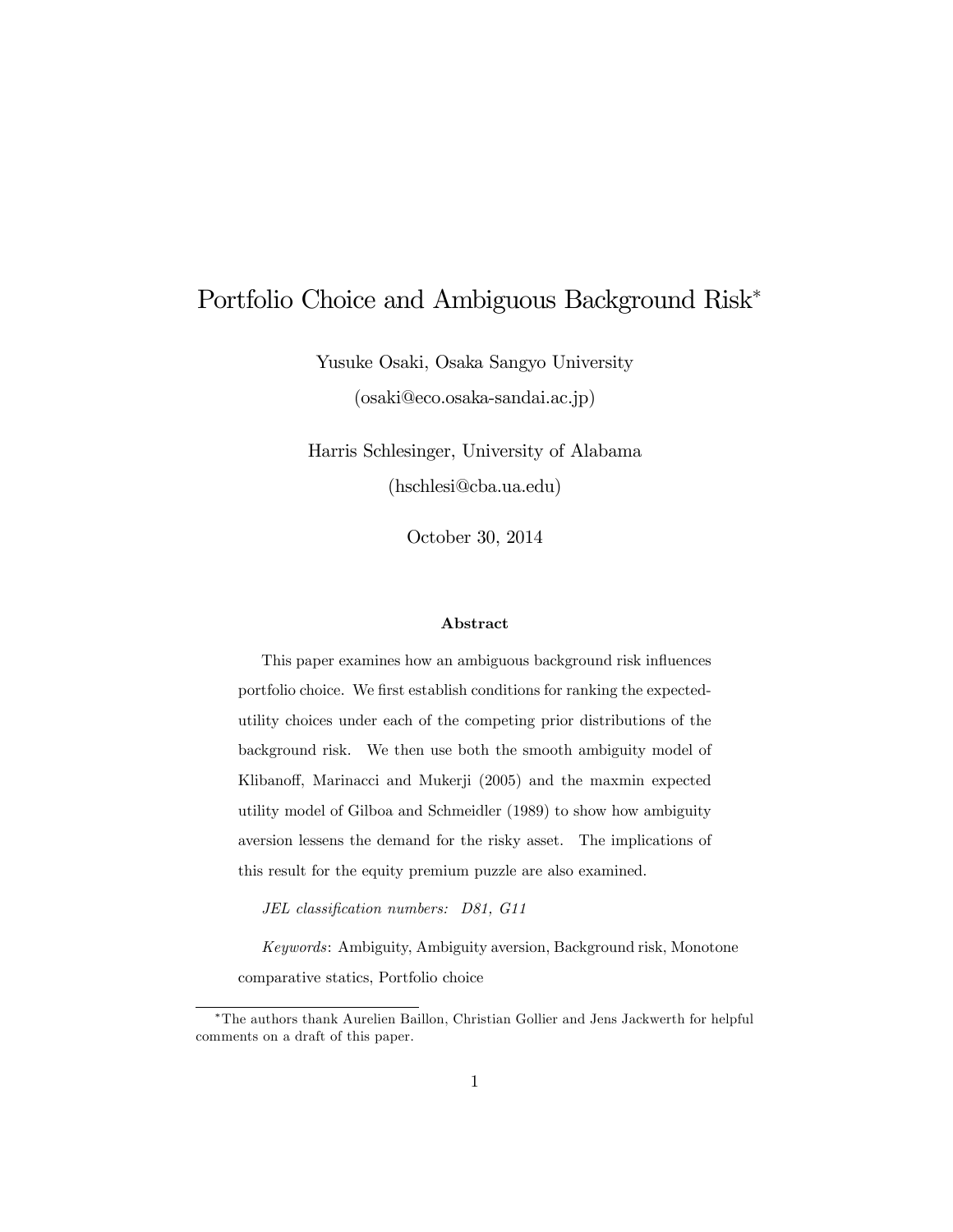# Portfolio Choice and Ambiguous Background Risk*

Yusuke Osaki, Osaka Sangyo University

(osaki@eco.osaka-sandai.ac.jp)

Harris Schlesinger, University of Alabama

(hschlesi@cba.ua.edu)

October 30, 2014

### Abstract

This paper examines how an ambiguous background risk influences portfolio choice. We first establish conditions for ranking the expected-utility choices under each of the competing prior distributions of the background risk. We then use both the smooth ambiguity model of Klibanoff, Marinacci and Mukerji (2005) and the maxmin expected utility model of Gilboa and Schmeidler (1989) to show how ambiguity aversion lessens the demand for the risky asset. The implications of this result for the equity premium puzzle are also examined.

*JEL classification numbers: D81, G11*

*Keywords*: Ambiguity, Ambiguity aversion, Background risk, Monotone comparative statics, Portfolio choice

---

*The authors thank Aurelien Baillon, Christian Gollier and Jens Jackwerth for helpful comments on a draft of this paper.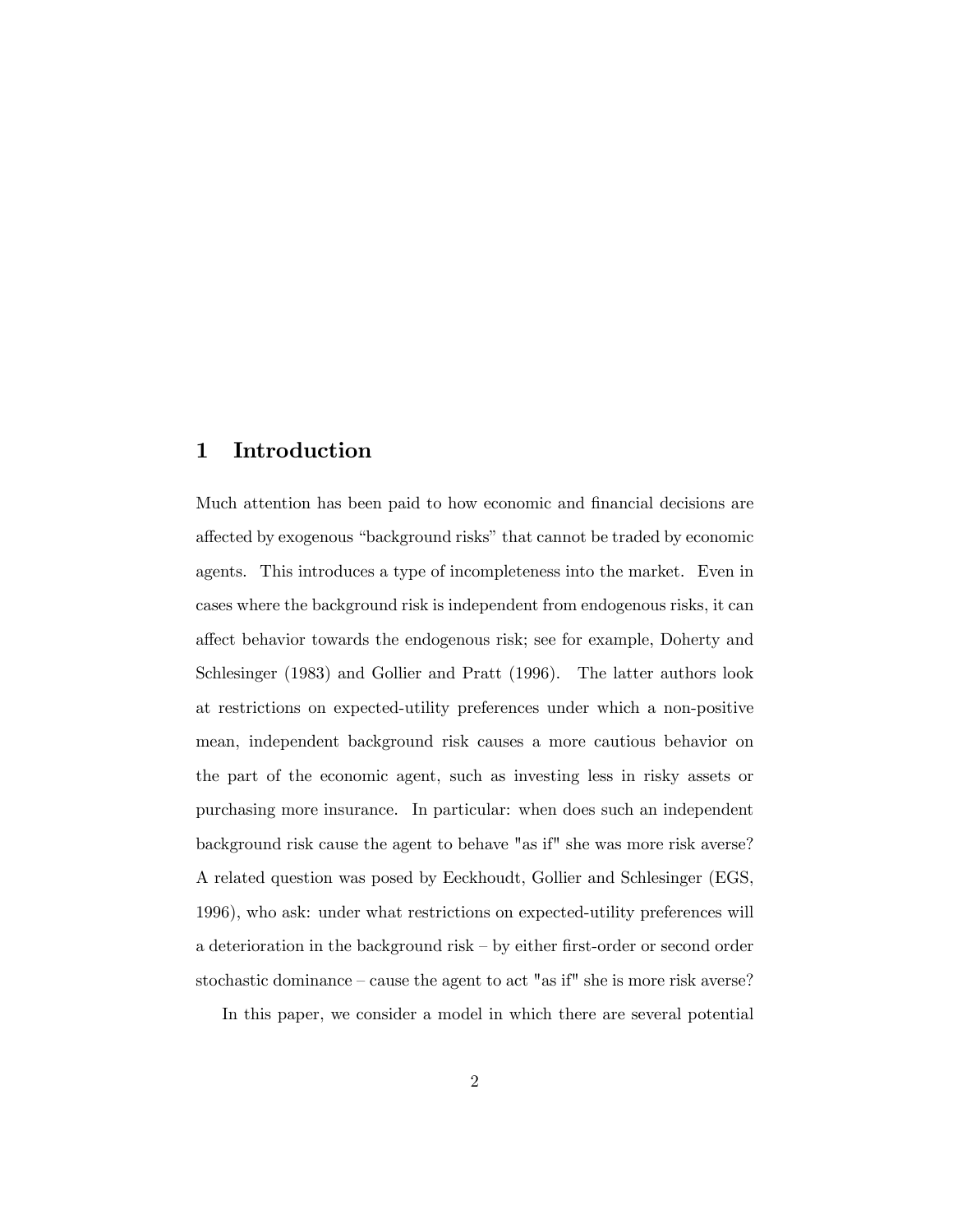# 1 Introduction

Much attention has been paid to how economic and financial decisions are affected by exogenous "background risks" that cannot be traded by economic agents. This introduces a type of incompleteness into the market. Even in cases where the background risk is independent from endogenous risks, it can affect behavior towards the endogenous risk; see for example, Doherty and Schlesinger (1983) and Gollier and Pratt (1996). The latter authors look at restrictions on expected-utility preferences under which a non-positive mean, independent background risk causes a more cautious behavior on the part of the economic agent, such as investing less in risky assets or purchasing more insurance. In particular: when does such an independent background risk cause the agent to behave "as if" she was more risk averse? A related question was posed by Eeckhoudt, Gollier and Schlesinger (EGS, 1996), who ask: under what restrictions on expected-utility preferences will a deterioration in the background risk – by either first-order or second order stochastic dominance – cause the agent to act "as if" she is more risk averse?

In this paper, we consider a model in which there are several potential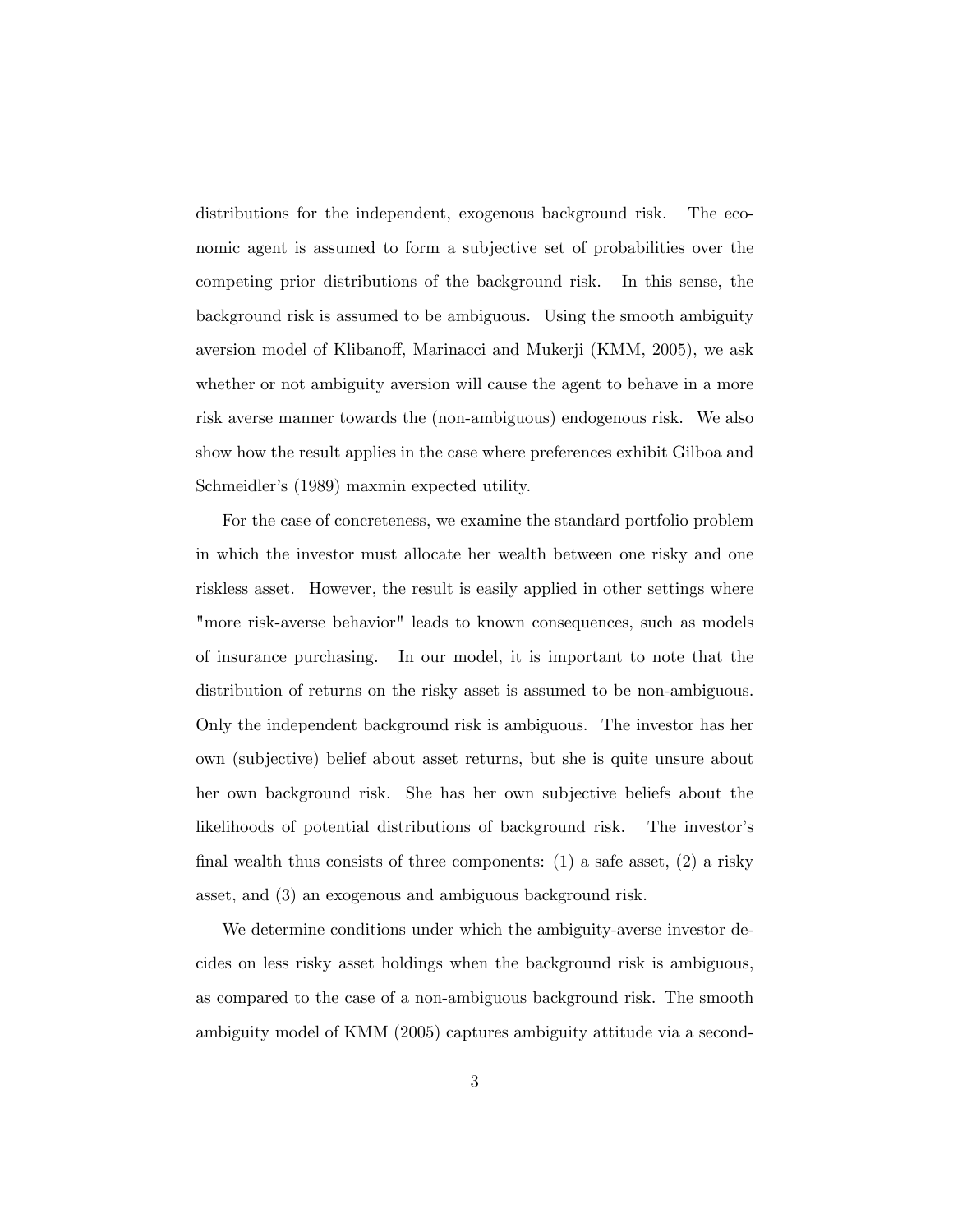distributions for the independent, exogenous background risk. The economic agent is assumed to form a subjective set of probabilities over the competing prior distributions of the background risk. In this sense, the background risk is assumed to be ambiguous. Using the smooth ambiguity aversion model of Klibanoff, Marinacci and Mukerji (KMM, 2005), we ask whether or not ambiguity aversion will cause the agent to behave in a more risk averse manner towards the (non-ambiguous) endogenous risk. We also show how the result applies in the case where preferences exhibit Gilboa and Schmeidler's (1989) maxmin expected utility.

For the case of concreteness, we examine the standard portfolio problem in which the investor must allocate her wealth between one risky and one riskless asset. However, the result is easily applied in other settings where "more risk-averse behavior" leads to known consequences, such as models of insurance purchasing. In our model, it is important to note that the distribution of returns on the risky asset is assumed to be non-ambiguous. Only the independent background risk is ambiguous. The investor has her own (subjective) belief about asset returns, but she is quite unsure about her own background risk. She has her own subjective beliefs about the likelihoods of potential distributions of background risk. The investor's final wealth thus consists of three components: (1) a safe asset, (2) a risky asset, and (3) an exogenous and ambiguous background risk.

We determine conditions under which the ambiguity-averse investor decides on less risky asset holdings when the background risk is ambiguous, as compared to the case of a non-ambiguous background risk. The smooth ambiguity model of KMM (2005) captures ambiguity attitude via a second-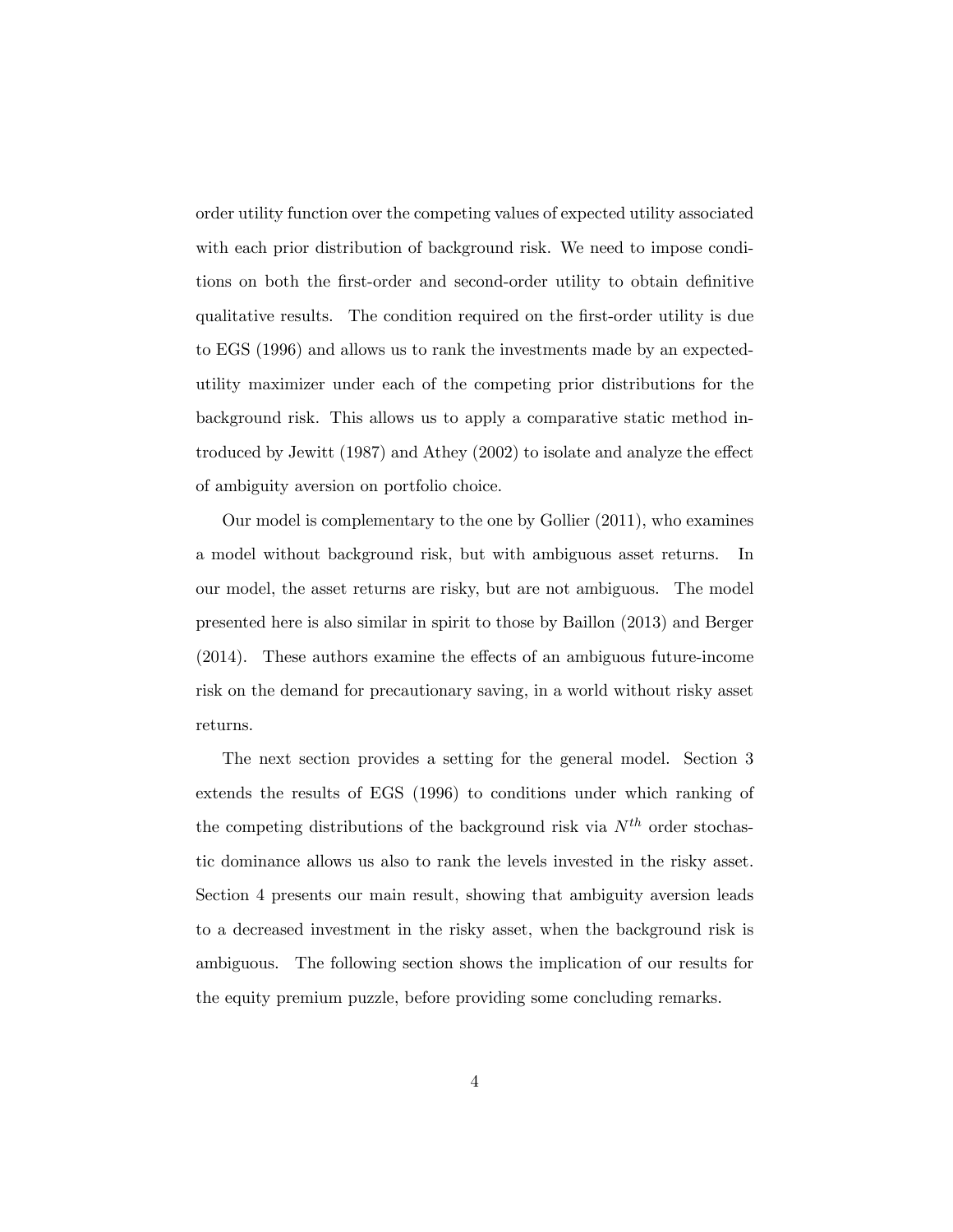order utility function over the competing values of expected utility associated with each prior distribution of background risk. We need to impose conditions on both the first-order and second-order utility to obtain definitive qualitative results. The condition required on the first-order utility is due to EGS (1996) and allows us to rank the investments made by an expected-utility maximizer under each of the competing prior distributions for the background risk. This allows us to apply a comparative static method introduced by Jewitt (1987) and Athey (2002) to isolate and analyze the effect of ambiguity aversion on portfolio choice.

Our model is complementary to the one by Gollier (2011), who examines a model without background risk, but with ambiguous asset returns. In our model, the asset returns are risky, but are not ambiguous. The model presented here is also similar in spirit to those by Baillon (2013) and Berger (2014). These authors examine the effects of an ambiguous future-income risk on the demand for precautionary saving, in a world without risky asset returns.

The next section provides a setting for the general model. Section 3 extends the results of EGS (1996) to conditions under which ranking of the competing distributions of the background risk via $N^{th}$ order stochastic dominance allows us also to rank the levels invested in the risky asset. Section 4 presents our main result, showing that ambiguity aversion leads to a decreased investment in the risky asset, when the background risk is ambiguous. The following section shows the implication of our results for the equity premium puzzle, before providing some concluding remarks.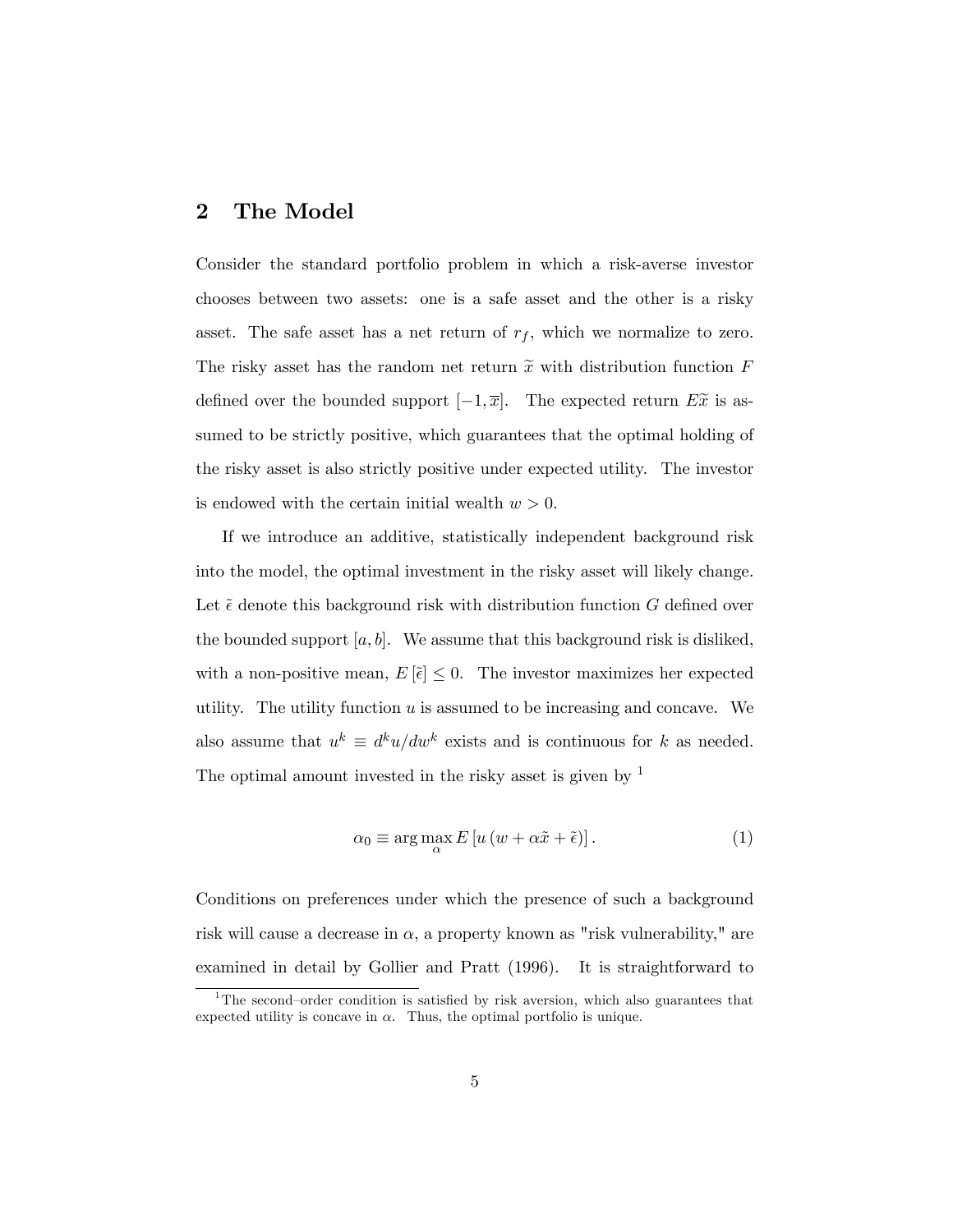## 2 The Model

Consider the standard portfolio problem in which a risk-averse investor chooses between two assets: one is a safe asset and the other is a risky asset. The safe asset has a net return of $r_f$, which we normalize to zero. The risky asset has the random net return $\widetilde{x}$ with distribution function $F$ defined over the bounded support $[-1, \overline{x}]$. The expected return $E\widetilde{x}$ is assumed to be strictly positive, which guarantees that the optimal holding of the risky asset is also strictly positive under expected utility. The investor is endowed with the certain initial wealth $w > 0$.

If we introduce an additive, statistically independent background risk into the model, the optimal investment in the risky asset will likely change. Let $\tilde{\epsilon}$ denote this background risk with distribution function $G$ defined over the bounded support $[a, b]$. We assume that this background risk is disliked, with a non-positive mean, $E[\tilde{\epsilon}] \leq 0$. The investor maximizes her expected utility. The utility function $u$ is assumed to be increasing and concave. We also assume that $u^k \equiv d^k u/dw^k$ exists and is continuous for $k$ as needed. The optimal amount invested in the risky asset is given by [1]

$$\alpha_0 \equiv \arg\max_{\alpha} E\left[u\left(w + \alpha\tilde{x} + \tilde{\epsilon}\right)\right]. \tag{1}$$

Conditions on preferences under which the presence of such a background risk will cause a decrease in $\alpha$, a property known as "risk vulnerability," are examined in detail by Gollier and Pratt (1996). It is straightforward to

[1] The second–order condition is satisfied by risk aversion, which also guarantees that expected utility is concave in $\alpha$. Thus, the optimal portfolio is unique.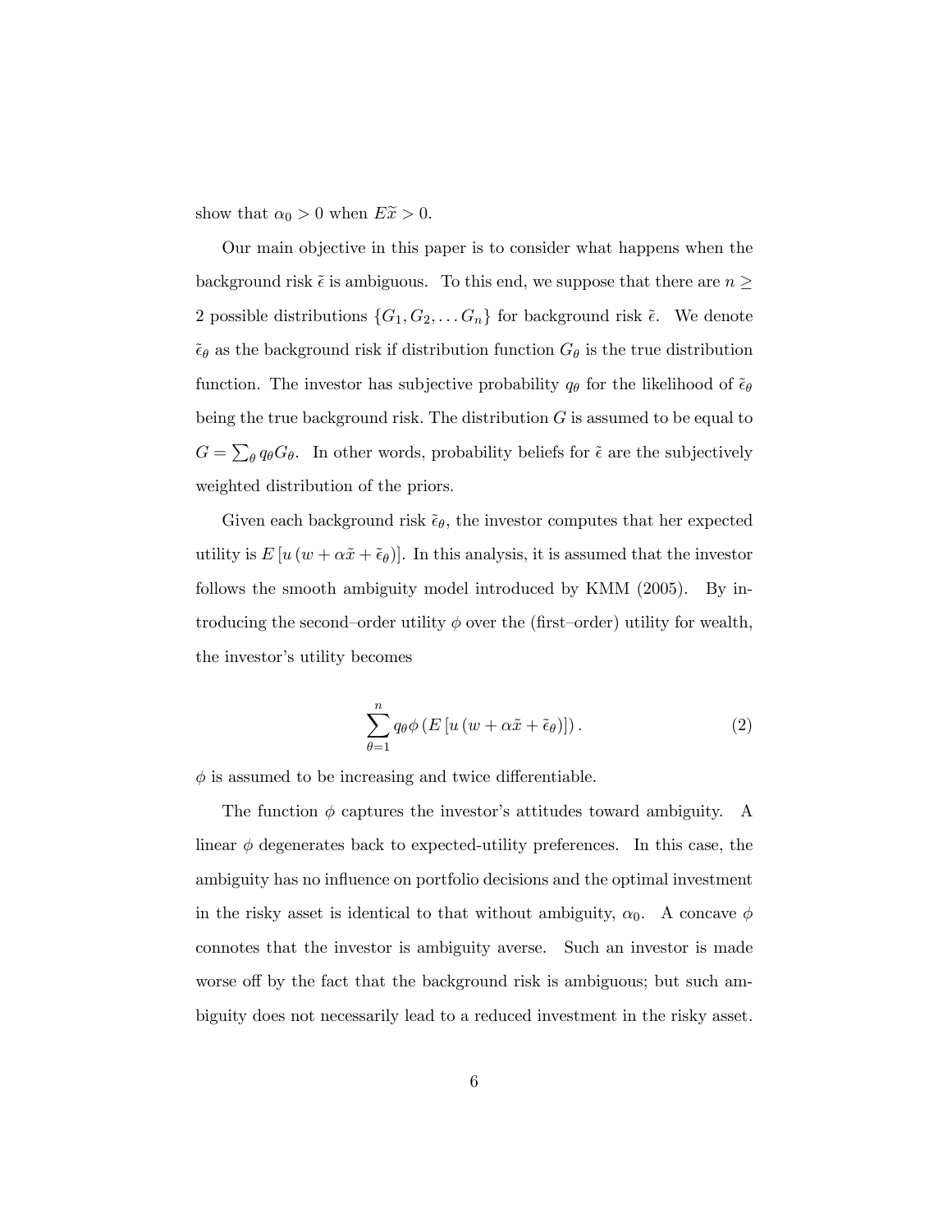show that $\alpha_0 > 0$ when $E\widetilde{x} > 0$.

Our main objective in this paper is to consider what happens when the background risk $\tilde{\epsilon}$ is ambiguous. To this end, we suppose that there are $n \geq 2$ possible distributions $\{G_1, G_2, \ldots G_n\}$ for background risk $\tilde{\epsilon}$. We denote $\tilde{\epsilon}_\theta$ as the background risk if distribution function $G_\theta$ is the true distribution function. The investor has subjective probability $q_\theta$ for the likelihood of $\tilde{\epsilon}_\theta$ being the true background risk. The distribution $G$ is assumed to be equal to $G = \sum_\theta q_\theta G_\theta$. In other words, probability beliefs for $\tilde{\epsilon}$ are the subjectively weighted distribution of the priors.

Given each background risk $\tilde{\epsilon}_\theta$, the investor computes that her expected utility is $E\left[u\left(w + \alpha\tilde{x} + \tilde{\epsilon}_\theta\right)\right]$. In this analysis, it is assumed that the investor follows the smooth ambiguity model introduced by KMM (2005). By introducing the second–order utility $\phi$ over the (first–order) utility for wealth, the investor's utility becomes

$$\sum_{\theta=1}^{n} q_\theta \phi\left(E\left[u\left(w + \alpha\tilde{x} + \tilde{\epsilon}_\theta\right)\right]\right). \tag{2}$$

$\phi$ is assumed to be increasing and twice differentiable.

The function $\phi$ captures the investor's attitudes toward ambiguity. A linear $\phi$ degenerates back to expected-utility preferences. In this case, the ambiguity has no influence on portfolio decisions and the optimal investment in the risky asset is identical to that without ambiguity, $\alpha_0$. A concave $\phi$ connotes that the investor is ambiguity averse. Such an investor is made worse off by the fact that the background risk is ambiguous; but such ambiguity does not necessarily lead to a reduced investment in the risky asset.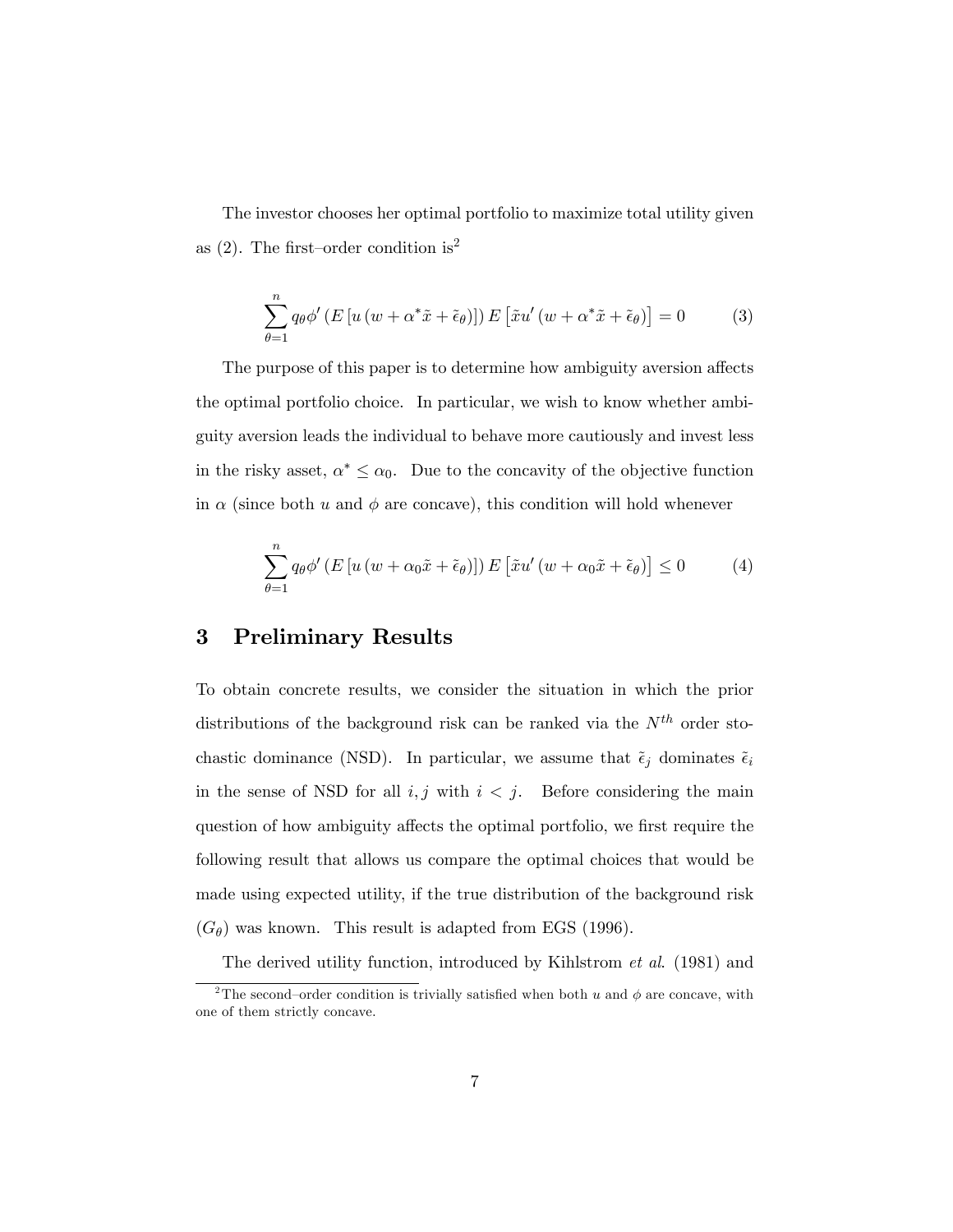The investor chooses her optimal portfolio to maximize total utility given as (2). The first–order condition is[2]

$$\sum_{\theta=1}^{n} q_\theta \phi' \left(E\left[u\left(w + \alpha^* \tilde{x} + \tilde{\epsilon}_\theta\right)\right]\right) E\left[\tilde{x} u'\left(w + \alpha^* \tilde{x} + \tilde{\epsilon}_\theta\right)\right] = 0 \tag{3}$$

The purpose of this paper is to determine how ambiguity aversion affects the optimal portfolio choice. In particular, we wish to know whether ambiguity aversion leads the individual to behave more cautiously and invest less in the risky asset, $\alpha^* \leq \alpha_0$. Due to the concavity of the objective function in $\alpha$ (since both $u$ and $\phi$ are concave), this condition will hold whenever

$$\sum_{\theta=1}^{n} q_\theta \phi' \left(E\left[u\left(w + \alpha_0 \tilde{x} + \tilde{\epsilon}_\theta\right)\right]\right) E\left[\tilde{x} u'\left(w + \alpha_0 \tilde{x} + \tilde{\epsilon}_\theta\right)\right] \leq 0 \tag{4}$$

## 3 Preliminary Results

To obtain concrete results, we consider the situation in which the prior distributions of the background risk can be ranked via the $N^{th}$ order stochastic dominance (NSD). In particular, we assume that $\tilde{\epsilon}_j$ dominates $\tilde{\epsilon}_i$ in the sense of NSD for all $i, j$ with $i < j$. Before considering the main question of how ambiguity affects the optimal portfolio, we first require the following result that allows us compare the optimal choices that would be made using expected utility, if the true distribution of the background risk ($G_\theta$) was known. This result is adapted from EGS (1996).

The derived utility function, introduced by Kihlstrom *et al*. (1981) and

[2] The second–order condition is trivially satisfied when both $u$ and $\phi$ are concave, with one of them strictly concave.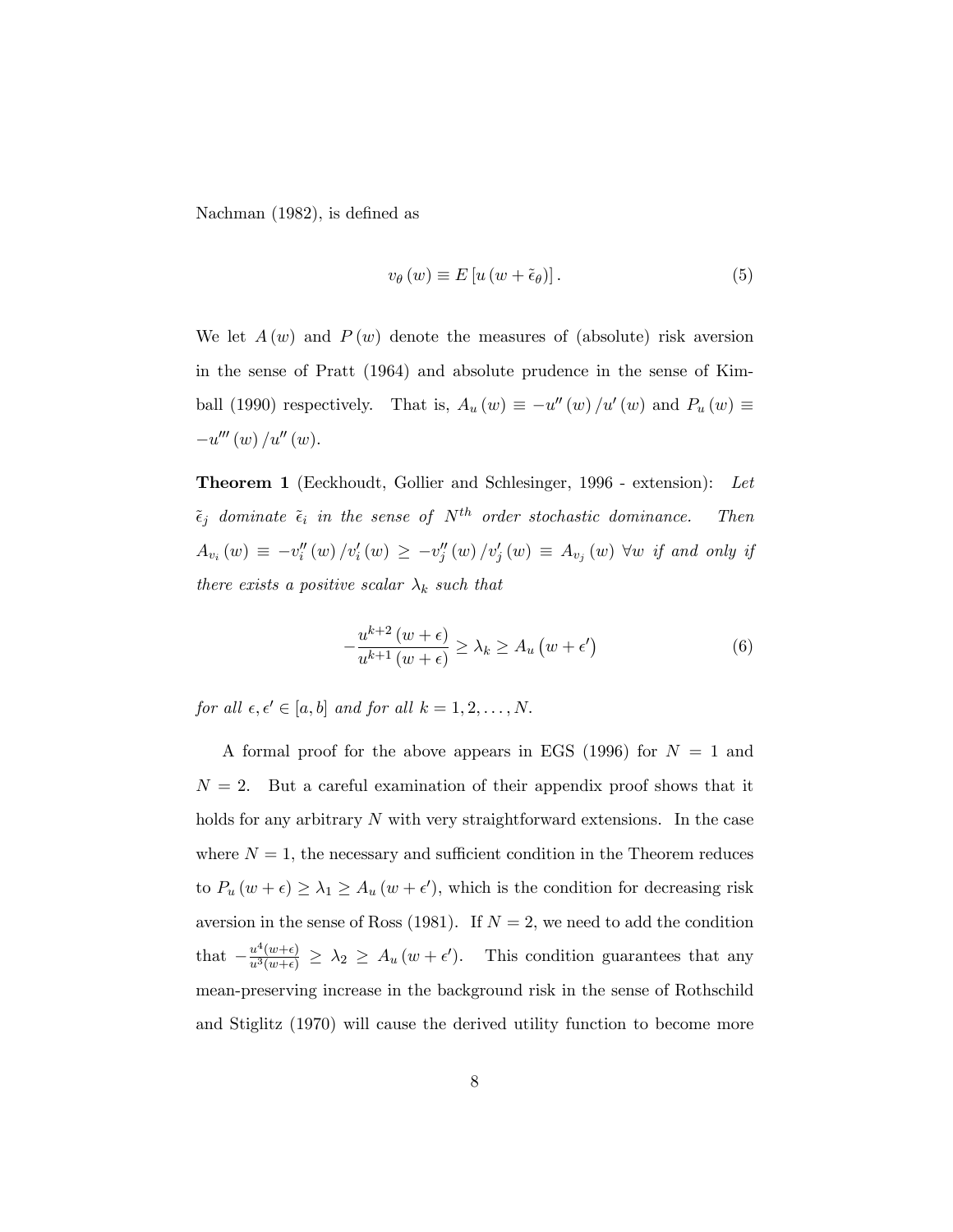Nachman (1982), is defined as

$$v_\theta(w) \equiv E[u(w + \tilde{\epsilon}_\theta)]. \tag{5}$$

We let $A(w)$ and $P(w)$ denote the measures of (absolute) risk aversion in the sense of Pratt (1964) and absolute prudence in the sense of Kimball (1990) respectively. That is, $A_u(w) \equiv -u''(w)/u'(w)$ and $P_u(w) \equiv -u'''(w)/u''(w)$.

**Theorem 1** (Eeckhoudt, Gollier and Schlesinger, 1996 - extension): *Let $\tilde{\epsilon}_j$ dominate $\tilde{\epsilon}_i$ in the sense of $N^{th}$ order stochastic dominance. Then $A_{v_i}(w) \equiv -v_i''(w)/v_i'(w) \geq -v_j''(w)/v_j'(w) \equiv A_{v_j}(w)$ $\forall w$ if and only if there exists a positive scalar $\lambda_k$ such that*

$$-\frac{u^{k+2}(w+\epsilon)}{u^{k+1}(w+\epsilon)} \geq \lambda_k \geq A_u(w+\epsilon') \tag{6}$$

*for all $\epsilon, \epsilon' \in [a,b]$ and for all $k = 1, 2, \ldots, N$.*

A formal proof for the above appears in EGS (1996) for $N = 1$ and $N = 2$. But a careful examination of their appendix proof shows that it holds for any arbitrary $N$ with very straightforward extensions. In the case where $N = 1$, the necessary and sufficient condition in the Theorem reduces to $P_u(w+\epsilon) \geq \lambda_1 \geq A_u(w+\epsilon')$, which is the condition for decreasing risk aversion in the sense of Ross (1981). If $N = 2$, we need to add the condition that $-\frac{u^4(w+\epsilon)}{u^3(w+\epsilon)} \geq \lambda_2 \geq A_u(w+\epsilon')$. This condition guarantees that any mean-preserving increase in the background risk in the sense of Rothschild and Stiglitz (1970) will cause the derived utility function to become more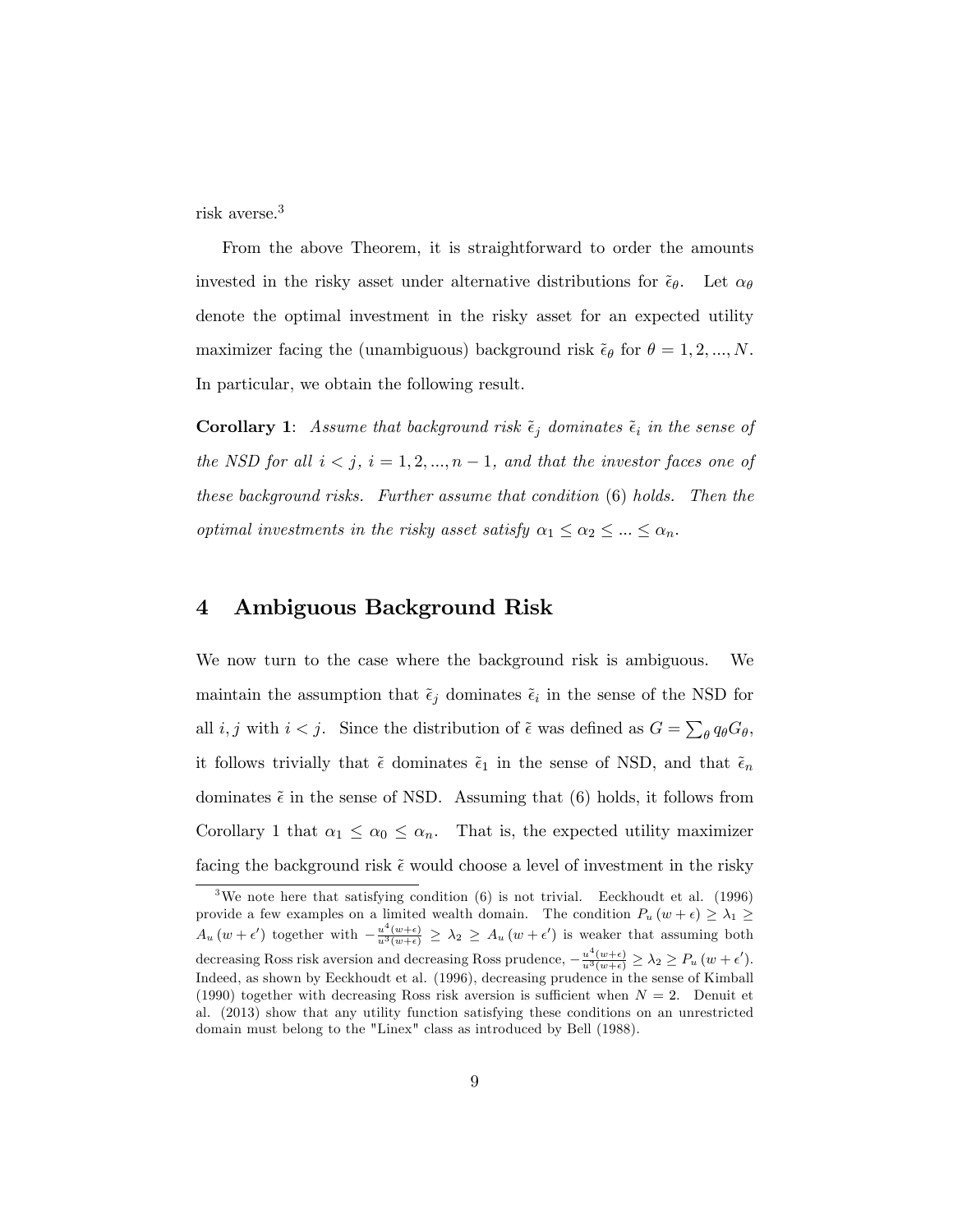risk averse.[3]

From the above Theorem, it is straightforward to order the amounts invested in the risky asset under alternative distributions for $\tilde{\epsilon}_\theta$. Let $\alpha_\theta$ denote the optimal investment in the risky asset for an expected utility maximizer facing the (unambiguous) background risk $\tilde{\epsilon}_\theta$ for $\theta = 1, 2, ..., N$. In particular, we obtain the following result.

**Corollary 1**: *Assume that background risk $\tilde{\epsilon}_j$ dominates $\tilde{\epsilon}_i$ in the sense of the NSD for all $i < j$, $i = 1, 2, ..., n-1$, and that the investor faces one of these background risks. Further assume that condition (6) holds. Then the optimal investments in the risky asset satisfy $\alpha_1 \leq \alpha_2 \leq ... \leq \alpha_n$.*

# 4 Ambiguous Background Risk

We now turn to the case where the background risk is ambiguous. We maintain the assumption that $\tilde{\epsilon}_j$ dominates $\tilde{\epsilon}_i$ in the sense of the NSD for all $i, j$ with $i < j$. Since the distribution of $\tilde{\epsilon}$ was defined as $G = \sum_\theta q_\theta G_\theta$, it follows trivially that $\tilde{\epsilon}$ dominates $\tilde{\epsilon}_1$ in the sense of NSD, and that $\tilde{\epsilon}_n$ dominates $\tilde{\epsilon}$ in the sense of NSD. Assuming that (6) holds, it follows from Corollary 1 that $\alpha_1 \leq \alpha_0 \leq \alpha_n$. That is, the expected utility maximizer facing the background risk $\tilde{\epsilon}$ would choose a level of investment in the risky

[3] We note here that satisfying condition (6) is not trivial. Eeckhoudt et al. (1996) provide a few examples on a limited wealth domain. The condition $P_u(w+\epsilon) \geq \lambda_1 \geq A_u(w+\epsilon')$ together with $-\frac{u^4(w+\epsilon)}{u^3(w+\epsilon)} \geq \lambda_2 \geq A_u(w+\epsilon')$ is weaker that assuming both decreasing Ross risk aversion and decreasing Ross prudence, $-\frac{u^4(w+\epsilon)}{u^3(w+\epsilon)} \geq \lambda_2 \geq P_u(w+\epsilon')$. Indeed, as shown by Eeckhoudt et al. (1996), decreasing prudence in the sense of Kimball (1990) together with decreasing Ross risk aversion is sufficient when $N = 2$. Denuit et al. (2013) show that any utility function satisfying these conditions on an unrestricted domain must belong to the "Linex" class as introduced by Bell (1988).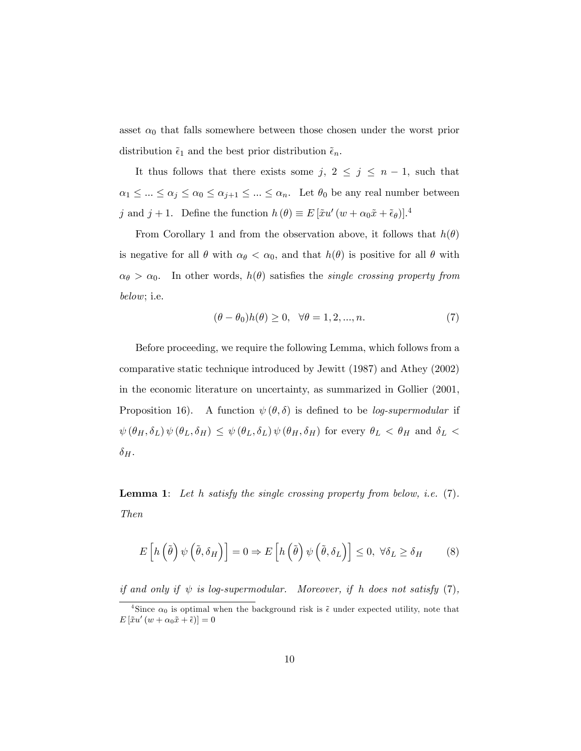asset $\alpha_0$ that falls somewhere between those chosen under the worst prior distribution $\tilde{\epsilon}_1$ and the best prior distribution $\tilde{\epsilon}_n$.

It thus follows that there exists some $j$, $2 \leq j \leq n-1$, such that $\alpha_1 \leq ... \leq \alpha_j \leq \alpha_0 \leq \alpha_{j+1} \leq ... \leq \alpha_n$. Let $\theta_0$ be any real number between $j$ and $j+1$. Define the function $h(\theta) \equiv E[\tilde{x}u'(w + \alpha_0 \tilde{x} + \tilde{\epsilon}_\theta)]$.[4]

From Corollary 1 and from the observation above, it follows that $h(\theta)$ is negative for all $\theta$ with $\alpha_\theta < \alpha_0$, and that $h(\theta)$ is positive for all $\theta$ with $\alpha_\theta > \alpha_0$. In other words, $h(\theta)$ satisfies the *single crossing property from below*; i.e.

$$(\theta - \theta_0)h(\theta) \geq 0, \quad \forall \theta = 1, 2, ..., n. \tag{7}$$

Before proceeding, we require the following Lemma, which follows from a comparative static technique introduced by Jewitt (1987) and Athey (2002) in the economic literature on uncertainty, as summarized in Gollier (2001, Proposition 16). A function $\psi(\theta, \delta)$ is defined to be *log-supermodular* if $\psi(\theta_H, \delta_L)\psi(\theta_L, \delta_H) \leq \psi(\theta_L, \delta_L)\psi(\theta_H, \delta_H)$ for every $\theta_L < \theta_H$ and $\delta_L < \delta_H$.

**Lemma 1**: *Let $h$ satisfy the single crossing property from below, i.e.* (7)*. Then*

$$E\left[h\left(\tilde{\theta}\right)\psi\left(\tilde{\theta}, \delta_H\right)\right] = 0 \Rightarrow E\left[h\left(\tilde{\theta}\right)\psi\left(\tilde{\theta}, \delta_L\right)\right] \leq 0, \; \forall \delta_L \geq \delta_H \tag{8}$$

*if and only if $\psi$ is log-supermodular. Moreover, if $h$ does not satisfy* (7)*,*

[4] Since $\alpha_0$ is optimal when the background risk is $\tilde{\epsilon}$ under expected utility, note that $E[\tilde{x}u'(w + \alpha_0 \tilde{x} + \tilde{\epsilon})] = 0$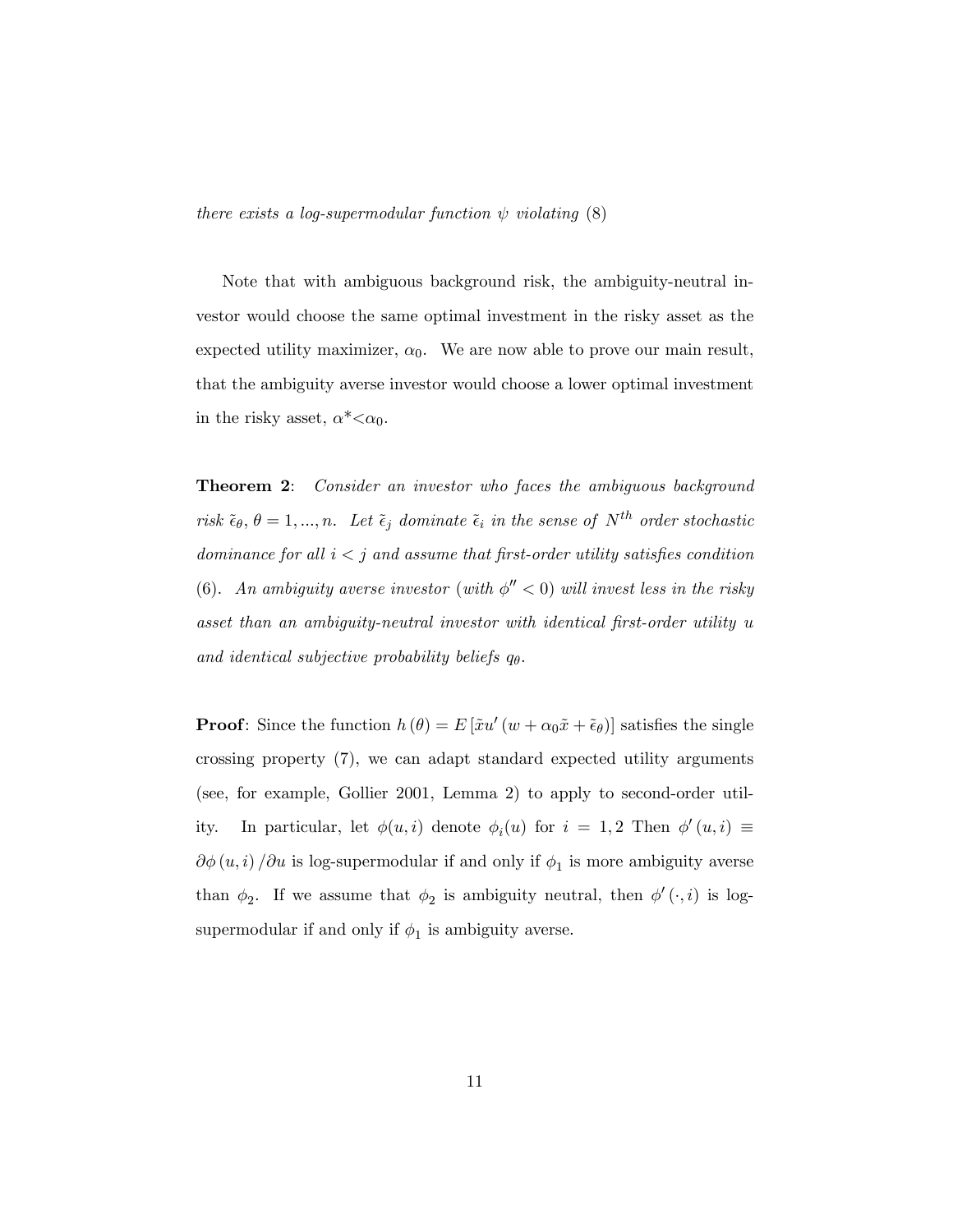*there exists a log-supermodular function $\psi$ violating* (8)

Note that with ambiguous background risk, the ambiguity-neutral investor would choose the same optimal investment in the risky asset as the expected utility maximizer, $\alpha_0$. We are now able to prove our main result, that the ambiguity averse investor would choose a lower optimal investment in the risky asset, $\alpha^* < \alpha_0$.

**Theorem 2**: *Consider an investor who faces the ambiguous background risk $\tilde{\epsilon}_\theta$, $\theta = 1, ..., n$. Let $\tilde{\epsilon}_j$ dominate $\tilde{\epsilon}_i$ in the sense of $N^{th}$ order stochastic dominance for all $i < j$ and assume that first-order utility satisfies condition* (6). *An ambiguity averse investor (with $\phi'' < 0$) will invest less in the risky asset than an ambiguity-neutral investor with identical first-order utility $u$ and identical subjective probability beliefs $q_\theta$.*

**Proof**: Since the function $h(\theta) = E[\tilde{x}u'(w + \alpha_0\tilde{x} + \tilde{\epsilon}_\theta)]$ satisfies the single crossing property (7), we can adapt standard expected utility arguments (see, for example, Gollier 2001, Lemma 2) to apply to second-order utility. In particular, let $\phi(u, i)$ denote $\phi_i(u)$ for $i = 1, 2$ Then $\phi'(u, i) \equiv \partial\phi(u, i)/\partial u$ is log-supermodular if and only if $\phi_1$ is more ambiguity averse than $\phi_2$. If we assume that $\phi_2$ is ambiguity neutral, then $\phi'(\cdot, i)$ is log-supermodular if and only if $\phi_1$ is ambiguity averse.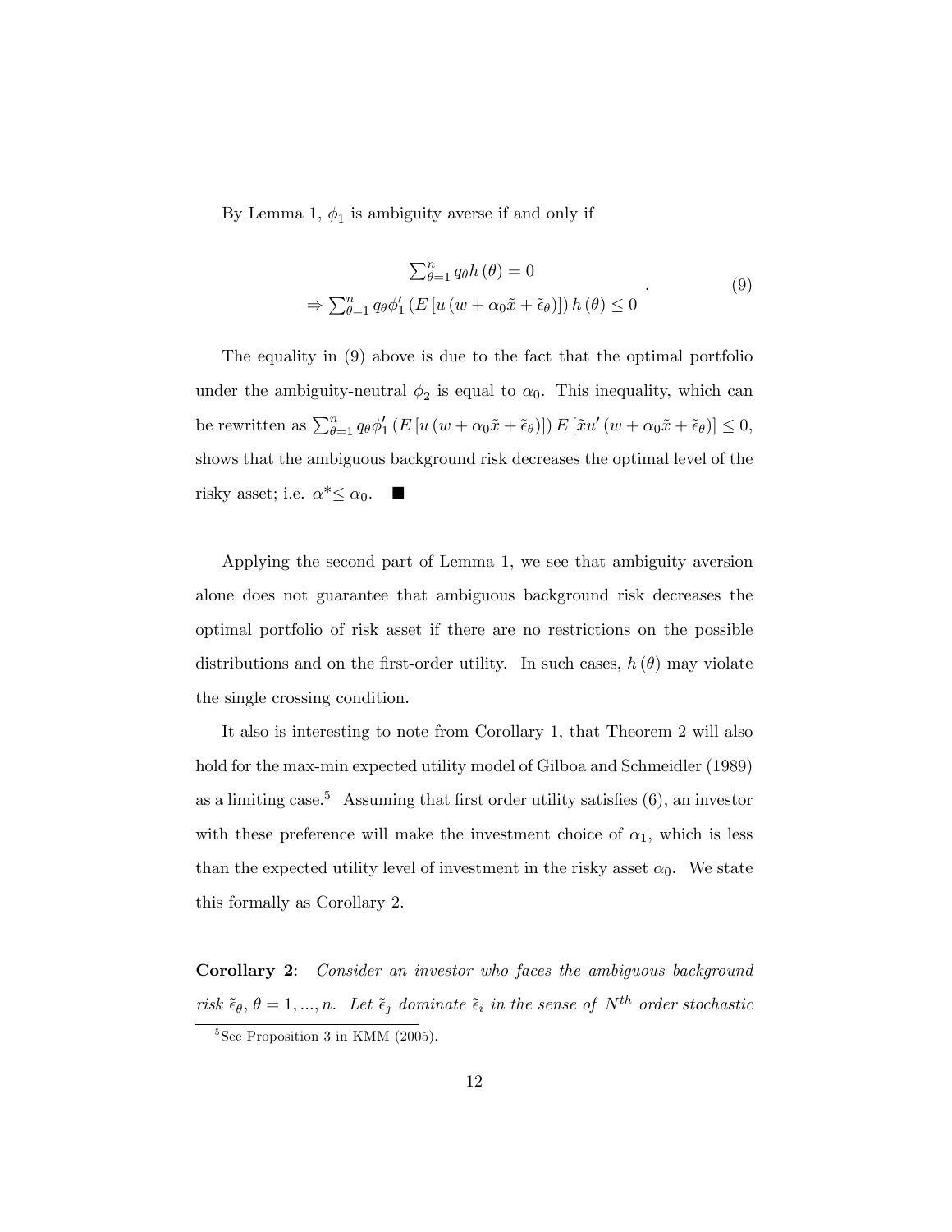By Lemma 1, $\phi_1$ is ambiguity averse if and only if

$$\begin{array}{c} \sum_{\theta=1}^{n} q_\theta h(\theta) = 0 \\ \Rightarrow \sum_{\theta=1}^{n} q_\theta \phi_1' \left( E\left[ u\left( w + \alpha_0 \tilde{x} + \tilde{\epsilon}_\theta \right) \right] \right) h(\theta) \leq 0 \end{array}. \tag{9}$$

The equality in (9) above is due to the fact that the optimal portfolio under the ambiguity-neutral $\phi_2$ is equal to $\alpha_0$. This inequality, which can be rewritten as $\sum_{\theta=1}^{n} q_\theta \phi_1' \left( E\left[ u\left( w + \alpha_0 \tilde{x} + \tilde{\epsilon}_\theta \right) \right] \right) E\left[ \tilde{x} u'\left( w + \alpha_0 \tilde{x} + \tilde{\epsilon}_\theta \right) \right] \leq 0$, shows that the ambiguous background risk decreases the optimal level of the risky asset; i.e. $\alpha^* \leq \alpha_0$. ■

Applying the second part of Lemma 1, we see that ambiguity aversion alone does not guarantee that ambiguous background risk decreases the optimal portfolio of risk asset if there are no restrictions on the possible distributions and on the first-order utility. In such cases, $h(\theta)$ may violate the single crossing condition.

It also is interesting to note from Corollary 1, that Theorem 2 will also hold for the max-min expected utility model of Gilboa and Schmeidler (1989) as a limiting case.[5] Assuming that first order utility satisfies (6), an investor with these preference will make the investment choice of $\alpha_1$, which is less than the expected utility level of investment in the risky asset $\alpha_0$. We state this formally as Corollary 2.

**Corollary 2**: *Consider an investor who faces the ambiguous background risk $\tilde{\epsilon}_\theta$, $\theta = 1, ..., n$. Let $\tilde{\epsilon}_j$ dominate $\tilde{\epsilon}_i$ in the sense of $N^{th}$ order stochastic*

[5] See Proposition 3 in KMM (2005).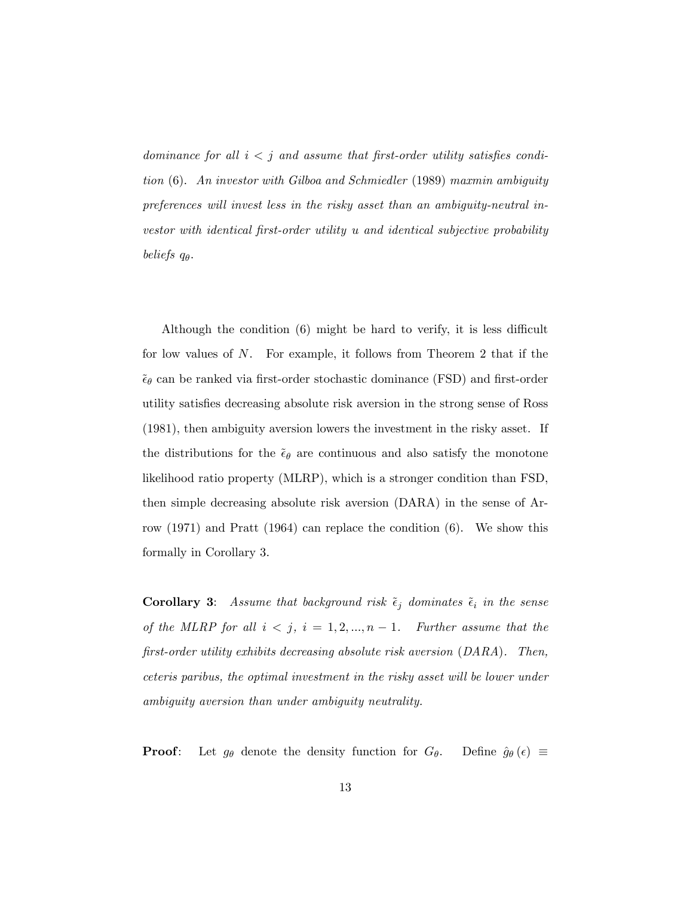*dominance for all $i < j$ and assume that first-order utility satisfies condition* (6)*. An investor with Gilboa and Schmiedler* (1989) *maxmin ambiguity preferences will invest less in the risky asset than an ambiguity-neutral investor with identical first-order utility $u$ and identical subjective probability beliefs $q_\theta$.*

Although the condition (6) might be hard to verify, it is less difficult for low values of $N$. For example, it follows from Theorem 2 that if the $\tilde{\epsilon}_\theta$ can be ranked via first-order stochastic dominance (FSD) and first-order utility satisfies decreasing absolute risk aversion in the strong sense of Ross (1981), then ambiguity aversion lowers the investment in the risky asset. If the distributions for the $\tilde{\epsilon}_\theta$ are continuous and also satisfy the monotone likelihood ratio property (MLRP), which is a stronger condition than FSD, then simple decreasing absolute risk aversion (DARA) in the sense of Arrow (1971) and Pratt (1964) can replace the condition (6). We show this formally in Corollary 3.

**Corollary 3**: *Assume that background risk $\tilde{\epsilon}_j$ dominates $\tilde{\epsilon}_i$ in the sense of the MLRP for all $i < j$, $i = 1, 2, ..., n-1$. Further assume that the first-order utility exhibits decreasing absolute risk aversion (DARA). Then, ceteris paribus, the optimal investment in the risky asset will be lower under ambiguity aversion than under ambiguity neutrality.*

**Proof**: Let $g_\theta$ denote the density function for $G_\theta$. Define $\hat{g}_\theta(\epsilon) \equiv$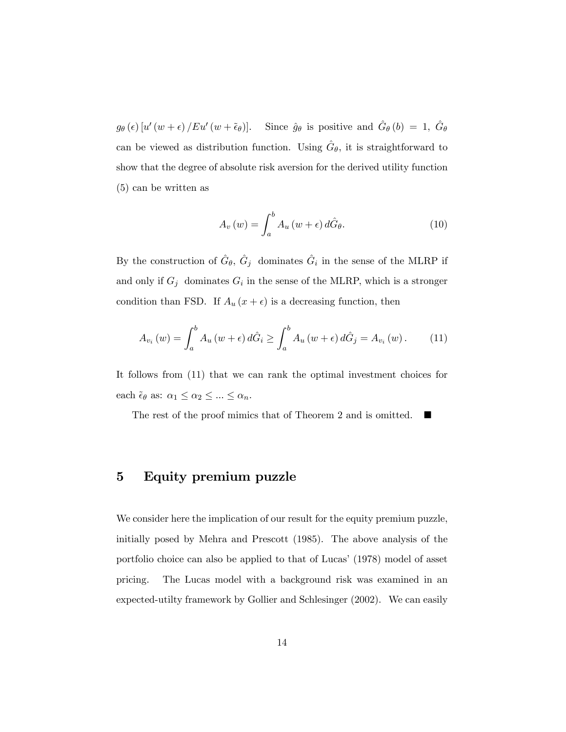$g_\theta(\epsilon)[u'(w+\epsilon)/Eu'(w+\tilde{\epsilon}_\theta)]$. Since $\hat{g}_\theta$ is positive and $\hat{G}_\theta(b) = 1$, $\hat{G}_\theta$ can be viewed as distribution function. Using $\hat{G}_\theta$, it is straightforward to show that the degree of absolute risk aversion for the derived utility function (5) can be written as

$$A_v(w) = \int_a^b A_u(w+\epsilon)\, d\hat{G}_\theta. \tag{10}$$

By the construction of $\hat{G}_\theta$, $\hat{G}_j$ dominates $\hat{G}_i$ in the sense of the MLRP if and only if $G_j$ dominates $G_i$ in the sense of the MLRP, which is a stronger condition than FSD. If $A_u(x+\epsilon)$ is a decreasing function, then

$$A_{v_i}(w) = \int_a^b A_u(w+\epsilon)\, d\hat{G}_i \geq \int_a^b A_u(w+\epsilon)\, d\hat{G}_j = A_{v_i}(w). \tag{11}$$

It follows from (11) that we can rank the optimal investment choices for each $\tilde{\epsilon}_\theta$ as: $\alpha_1 \leq \alpha_2 \leq ... \leq \alpha_n$.

The rest of the proof mimics that of Theorem 2 and is omitted. ■

# 5 Equity premium puzzle

We consider here the implication of our result for the equity premium puzzle, initially posed by Mehra and Prescott (1985). The above analysis of the portfolio choice can also be applied to that of Lucas' (1978) model of asset pricing. The Lucas model with a background risk was examined in an expected-utilty framework by Gollier and Schlesinger (2002). We can easily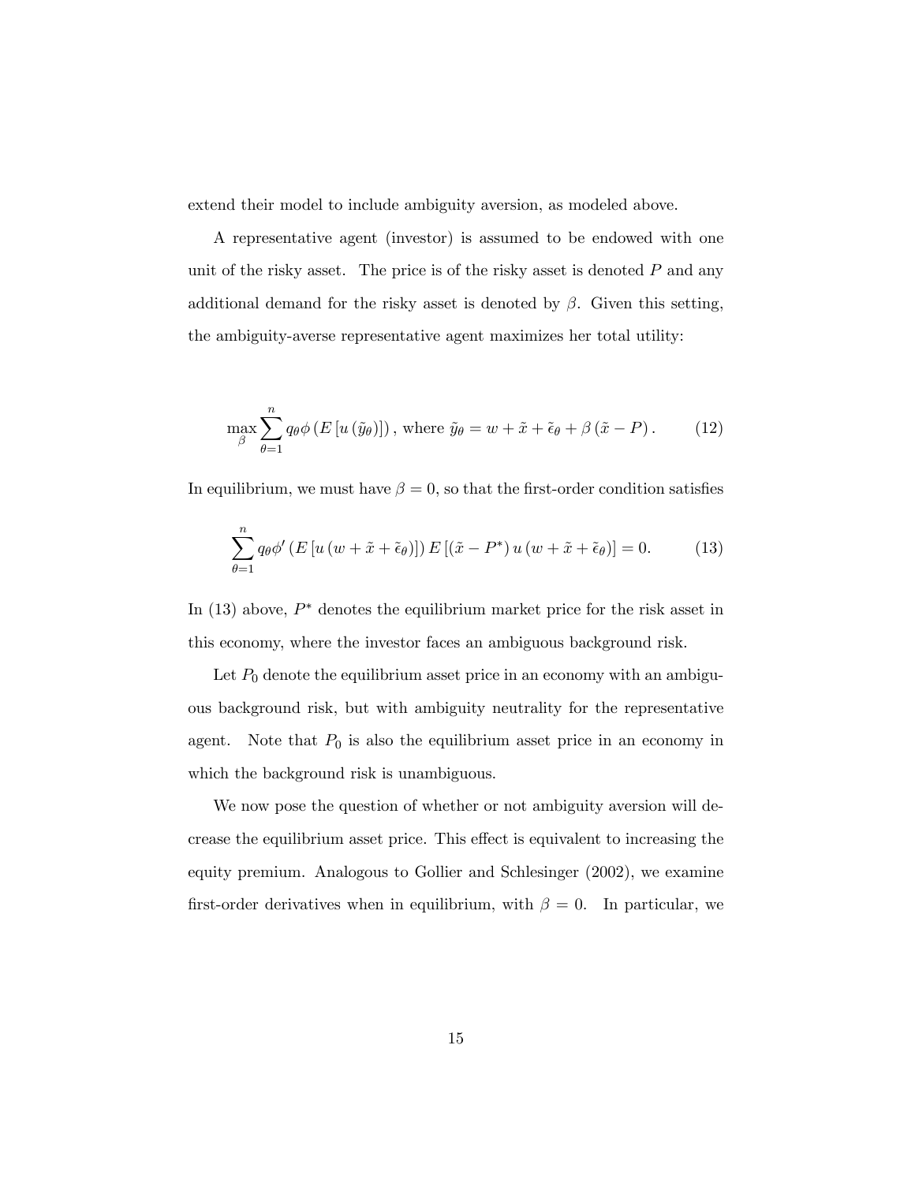extend their model to include ambiguity aversion, as modeled above.

A representative agent (investor) is assumed to be endowed with one unit of the risky asset. The price is of the risky asset is denoted $P$ and any additional demand for the risky asset is denoted by $\beta$. Given this setting, the ambiguity-averse representative agent maximizes her total utility:

$$\max_{\beta} \sum_{\theta=1}^{n} q_{\theta} \phi \left( E \left[ u \left( \tilde{y}_{\theta} \right) \right] \right), \text{ where } \tilde{y}_{\theta} = w + \tilde{x} + \tilde{\epsilon}_{\theta} + \beta \left( \tilde{x} - P \right). \tag{12}$$

In equilibrium, we must have $\beta = 0$, so that the first-order condition satisfies

$$\sum_{\theta=1}^{n} q_{\theta} \phi' \left( E \left[ u \left( w + \tilde{x} + \tilde{\epsilon}_{\theta} \right) \right] \right) E \left[ \left( \tilde{x} - P^{*} \right) u \left( w + \tilde{x} + \tilde{\epsilon}_{\theta} \right) \right] = 0. \tag{13}$$

In (13) above, $P^{*}$ denotes the equilibrium market price for the risk asset in this economy, where the investor faces an ambiguous background risk.

Let $P_0$ denote the equilibrium asset price in an economy with an ambiguous background risk, but with ambiguity neutrality for the representative agent. Note that $P_0$ is also the equilibrium asset price in an economy in which the background risk is unambiguous.

We now pose the question of whether or not ambiguity aversion will decrease the equilibrium asset price. This effect is equivalent to increasing the equity premium. Analogous to Gollier and Schlesinger (2002), we examine first-order derivatives when in equilibrium, with $\beta = 0$. In particular, we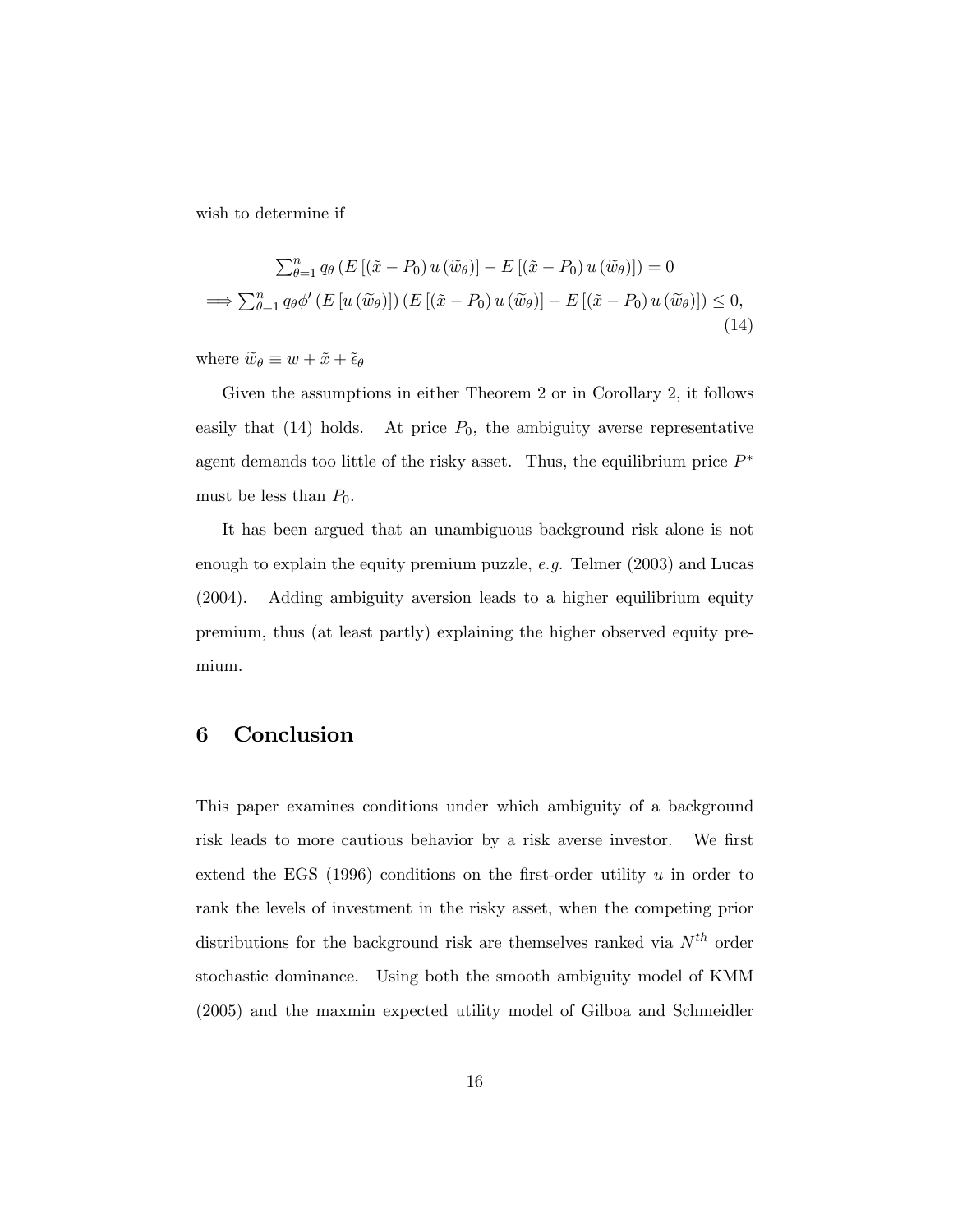wish to determine if

$$
\begin{aligned}
&\sum_{\theta=1}^{n} q_\theta \left( E\left[ (\tilde{x} - P_0)\, u\left(\widetilde{w}_\theta\right) \right] - E\left[ (\tilde{x} - P_0)\, u\left(\widetilde{w}_\theta\right) \right] \right) = 0 \\
\Longrightarrow &\sum_{\theta=1}^{n} q_\theta \phi' \left( E\left[ u\left(\widetilde{w}_\theta\right) \right] \right) \left( E\left[ (\tilde{x} - P_0)\, u\left(\widetilde{w}_\theta\right) \right] - E\left[ (\tilde{x} - P_0)\, u\left(\widetilde{w}_\theta\right) \right] \right) \leq 0,
\end{aligned}
\tag{14}
$$

where $\widetilde{w}_\theta \equiv w + \tilde{x} + \tilde{\epsilon}_\theta$

Given the assumptions in either Theorem 2 or in Corollary 2, it follows easily that (14) holds. At price $P_0$, the ambiguity averse representative agent demands too little of the risky asset. Thus, the equilibrium price $P^*$ must be less than $P_0$.

It has been argued that an unambiguous background risk alone is not enough to explain the equity premium puzzle, *e.g.* Telmer (2003) and Lucas (2004). Adding ambiguity aversion leads to a higher equilibrium equity premium, thus (at least partly) explaining the higher observed equity premium.

## 6 Conclusion

This paper examines conditions under which ambiguity of a background risk leads to more cautious behavior by a risk averse investor. We first extend the EGS (1996) conditions on the first-order utility $u$ in order to rank the levels of investment in the risky asset, when the competing prior distributions for the background risk are themselves ranked via $N^{th}$ order stochastic dominance. Using both the smooth ambiguity model of KMM (2005) and the maxmin expected utility model of Gilboa and Schmeidler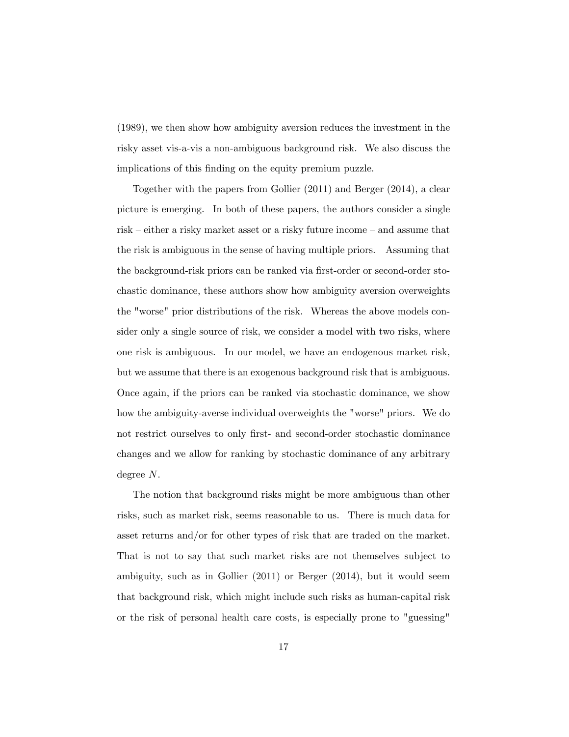(1989), we then show how ambiguity aversion reduces the investment in the risky asset vis-a-vis a non-ambiguous background risk. We also discuss the implications of this finding on the equity premium puzzle.

Together with the papers from Gollier (2011) and Berger (2014), a clear picture is emerging. In both of these papers, the authors consider a single risk – either a risky market asset or a risky future income – and assume that the risk is ambiguous in the sense of having multiple priors. Assuming that the background-risk priors can be ranked via first-order or second-order stochastic dominance, these authors show how ambiguity aversion overweights the "worse" prior distributions of the risk. Whereas the above models consider only a single source of risk, we consider a model with two risks, where one risk is ambiguous. In our model, we have an endogenous market risk, but we assume that there is an exogenous background risk that is ambiguous. Once again, if the priors can be ranked via stochastic dominance, we show how the ambiguity-averse individual overweights the "worse" priors. We do not restrict ourselves to only first- and second-order stochastic dominance changes and we allow for ranking by stochastic dominance of any arbitrary degree $N$.

The notion that background risks might be more ambiguous than other risks, such as market risk, seems reasonable to us. There is much data for asset returns and/or for other types of risk that are traded on the market. That is not to say that such market risks are not themselves subject to ambiguity, such as in Gollier (2011) or Berger (2014), but it would seem that background risk, which might include such risks as human-capital risk or the risk of personal health care costs, is especially prone to "guessing"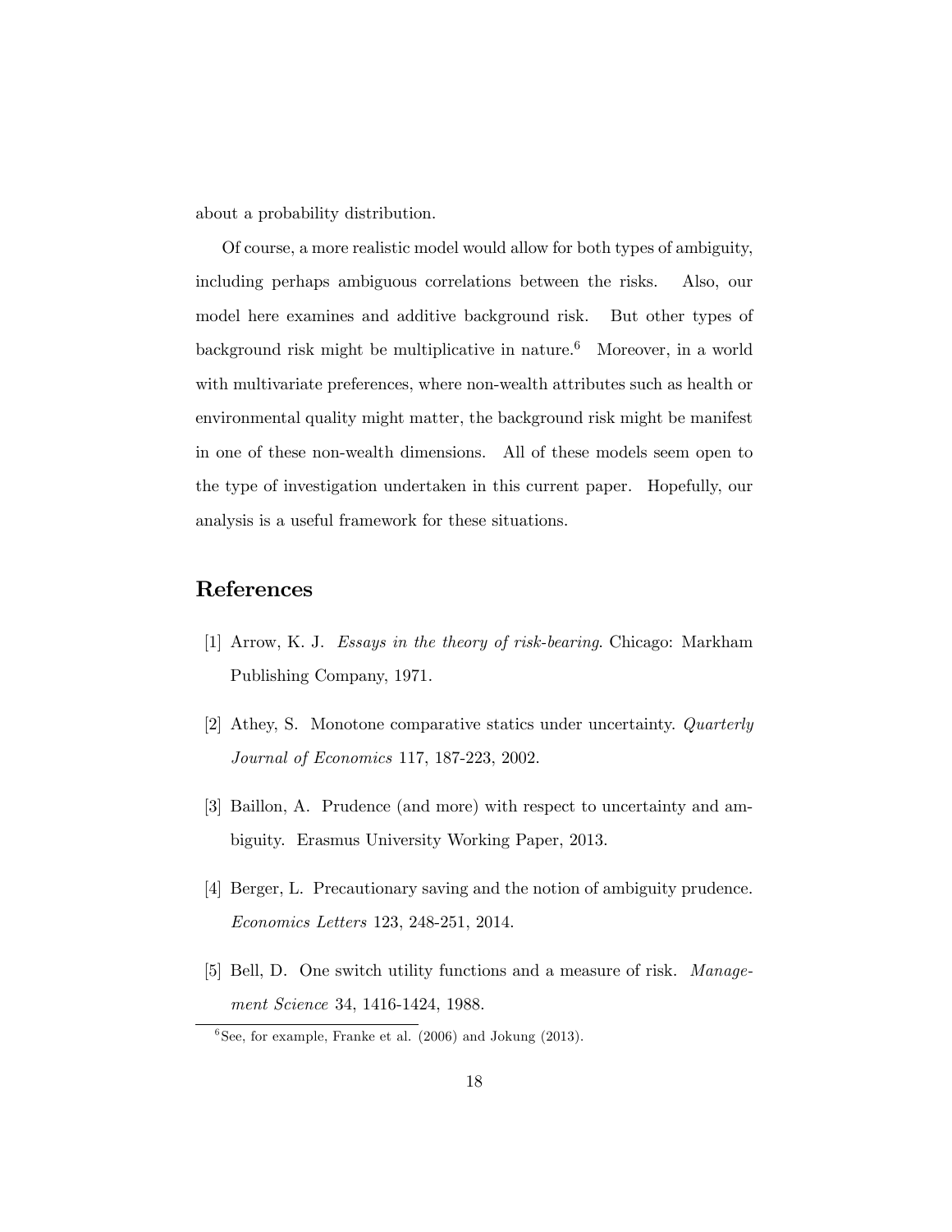about a probability distribution.

Of course, a more realistic model would allow for both types of ambiguity, including perhaps ambiguous correlations between the risks. Also, our model here examines and additive background risk. But other types of background risk might be multiplicative in nature.[6] Moreover, in a world with multivariate preferences, where non-wealth attributes such as health or environmental quality might matter, the background risk might be manifest in one of these non-wealth dimensions. All of these models seem open to the type of investigation undertaken in this current paper. Hopefully, our analysis is a useful framework for these situations.

## References

[1] Arrow, K. J. *Essays in the theory of risk-bearing*. Chicago: Markham Publishing Company, 1971.

[2] Athey, S. Monotone comparative statics under uncertainty. *Quarterly Journal of Economics* 117, 187-223, 2002.

[3] Baillon, A. Prudence (and more) with respect to uncertainty and ambiguity. Erasmus University Working Paper, 2013.

[4] Berger, L. Precautionary saving and the notion of ambiguity prudence. *Economics Letters* 123, 248-251, 2014.

[5] Bell, D. One switch utility functions and a measure of risk. *Management Science* 34, 1416-1424, 1988.

[6] See, for example, Franke et al. (2006) and Jokung (2013).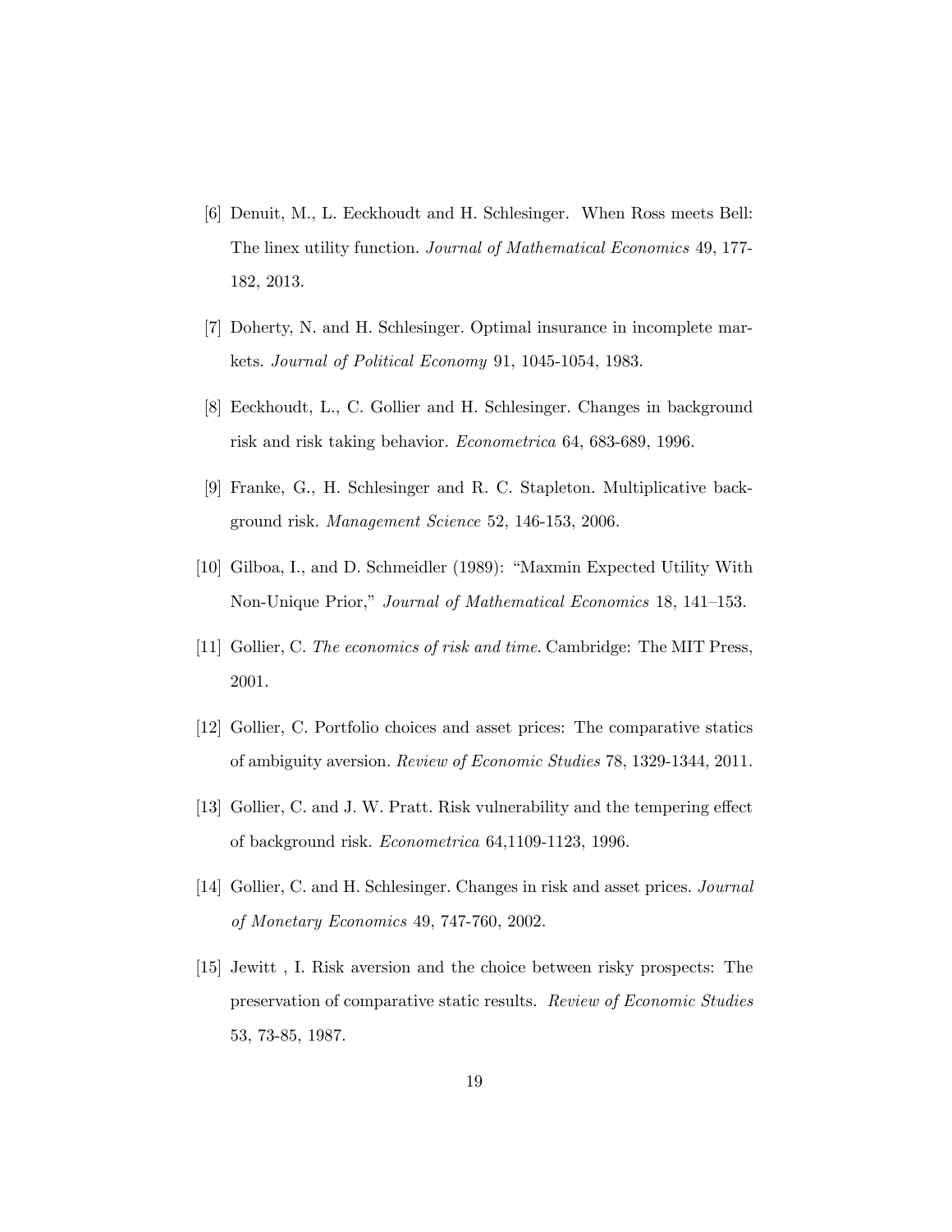[6] Denuit, M., L. Eeckhoudt and H. Schlesinger. When Ross meets Bell: The linex utility function. *Journal of Mathematical Economics* 49, 177-182, 2013.

[7] Doherty, N. and H. Schlesinger. Optimal insurance in incomplete markets. *Journal of Political Economy* 91, 1045-1054, 1983.

[8] Eeckhoudt, L., C. Gollier and H. Schlesinger. Changes in background risk and risk taking behavior. *Econometrica* 64, 683-689, 1996.

[9] Franke, G., H. Schlesinger and R. C. Stapleton. Multiplicative background risk. *Management Science* 52, 146-153, 2006.

[10] Gilboa, I., and D. Schmeidler (1989): "Maxmin Expected Utility With Non-Unique Prior," *Journal of Mathematical Economics* 18, 141–153.

[11] Gollier, C. *The economics of risk and time*. Cambridge: The MIT Press, 2001.

[12] Gollier, C. Portfolio choices and asset prices: The comparative statics of ambiguity aversion. *Review of Economic Studies* 78, 1329-1344, 2011.

[13] Gollier, C. and J. W. Pratt. Risk vulnerability and the tempering effect of background risk. *Econometrica* 64,1109-1123, 1996.

[14] Gollier, C. and H. Schlesinger. Changes in risk and asset prices. *Journal of Monetary Economics* 49, 747-760, 2002.

[15] Jewitt , I. Risk aversion and the choice between risky prospects: The preservation of comparative static results. *Review of Economic Studies* 53, 73-85, 1987.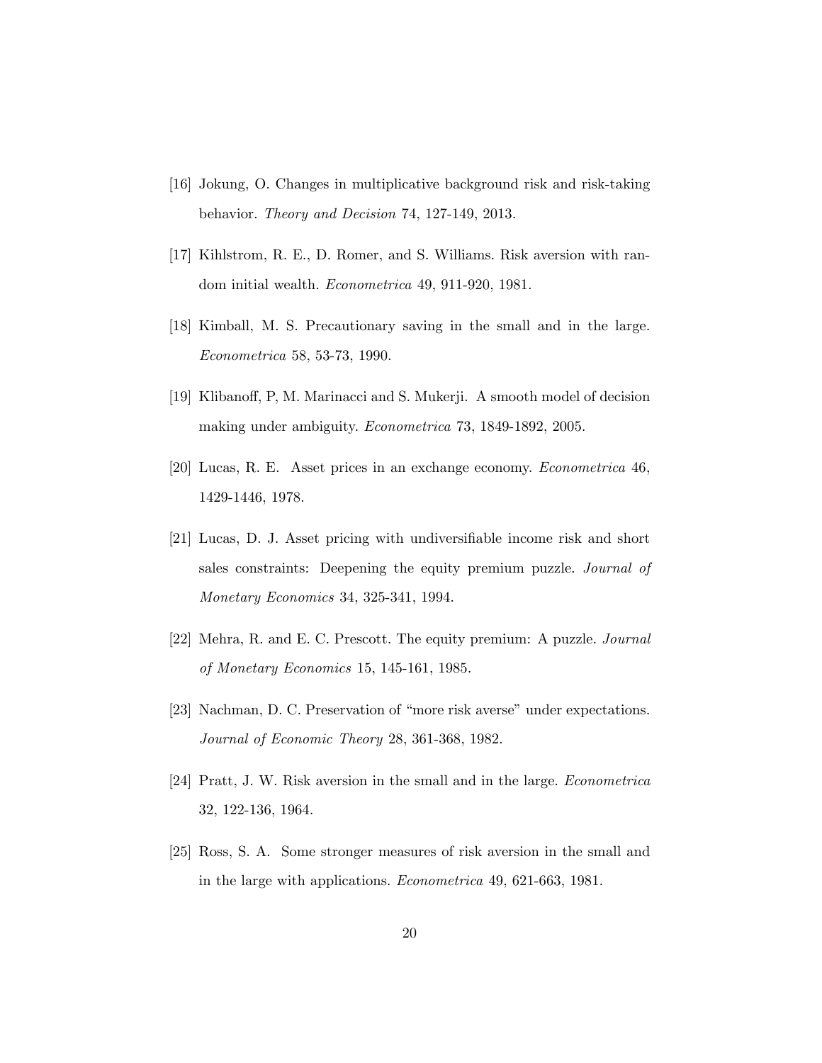[16] Jokung, O. Changes in multiplicative background risk and risk-taking behavior. *Theory and Decision* 74, 127-149, 2013.

[17] Kihlstrom, R. E., D. Romer, and S. Williams. Risk aversion with random initial wealth. *Econometrica* 49, 911-920, 1981.

[18] Kimball, M. S. Precautionary saving in the small and in the large. *Econometrica* 58, 53-73, 1990.

[19] Klibanoff, P, M. Marinacci and S. Mukerji. A smooth model of decision making under ambiguity. *Econometrica* 73, 1849-1892, 2005.

[20] Lucas, R. E. Asset prices in an exchange economy. *Econometrica* 46, 1429-1446, 1978.

[21] Lucas, D. J. Asset pricing with undiversifiable income risk and short sales constraints: Deepening the equity premium puzzle. *Journal of Monetary Economics* 34, 325-341, 1994.

[22] Mehra, R. and E. C. Prescott. The equity premium: A puzzle. *Journal of Monetary Economics* 15, 145-161, 1985.

[23] Nachman, D. C. Preservation of "more risk averse" under expectations. *Journal of Economic Theory* 28, 361-368, 1982.

[24] Pratt, J. W. Risk aversion in the small and in the large. *Econometrica* 32, 122-136, 1964.

[25] Ross, S. A. Some stronger measures of risk aversion in the small and in the large with applications. *Econometrica* 49, 621-663, 1981.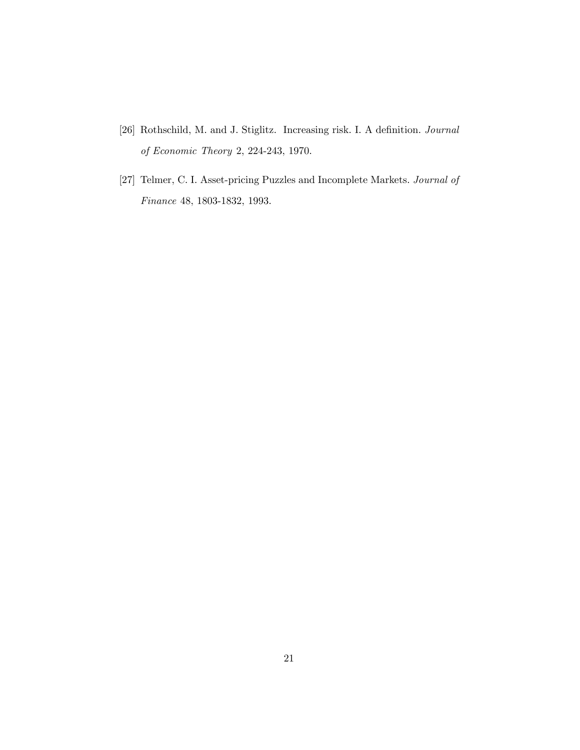[26] Rothschild, M. and J. Stiglitz. Increasing risk. I. A definition. *Journal of Economic Theory* 2, 224-243, 1970.

[27] Telmer, C. I. Asset-pricing Puzzles and Incomplete Markets. *Journal of Finance* 48, 1803-1832, 1993.